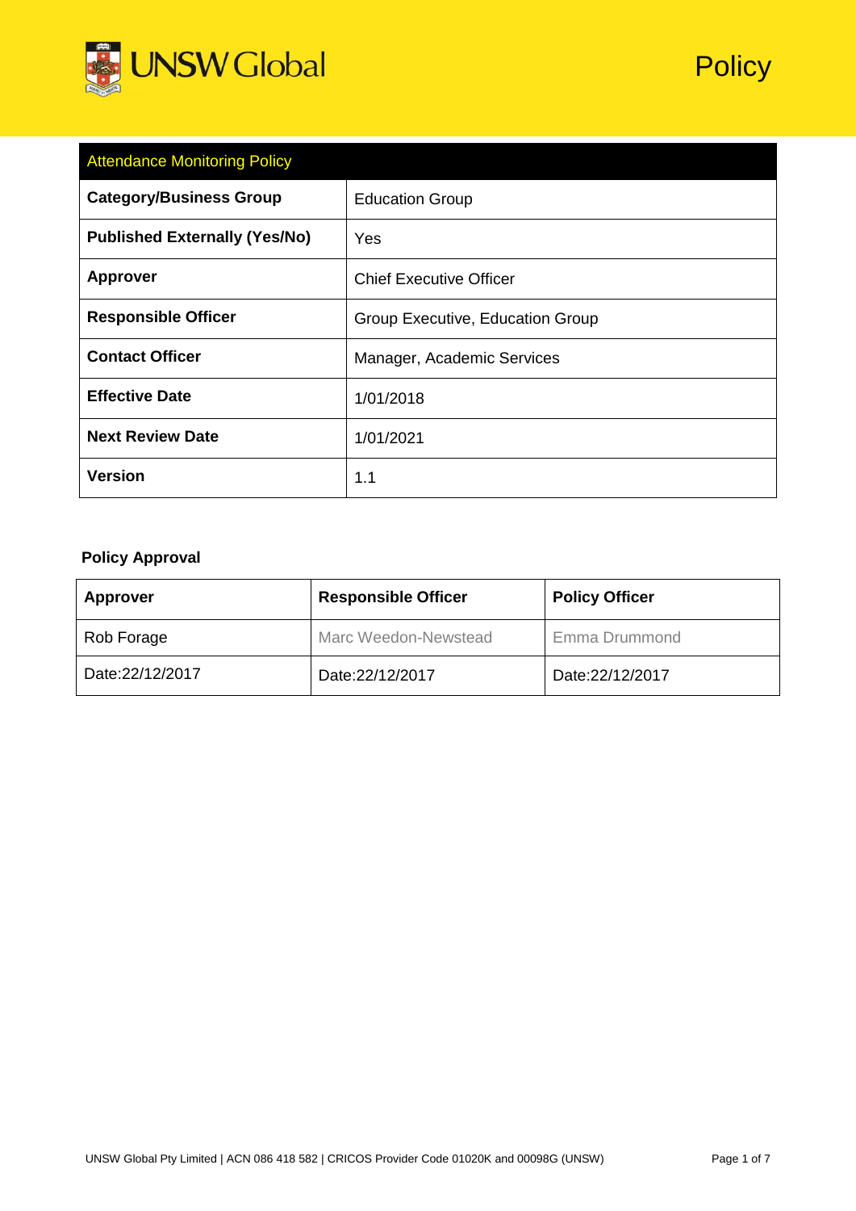UNSW Global

Policy

| Attendance Monitoring Policy | |
|---|---|
| **Category/Business Group** | Education Group |
| **Published Externally (Yes/No)** | Yes |
| **Approver** | Chief Executive Officer |
| **Responsible Officer** | Group Executive, Education Group |
| **Contact Officer** | Manager, Academic Services |
| **Effective Date** | 1/01/2018 |
| **Next Review Date** | 1/01/2021 |
| **Version** | 1.1 |

**Policy Approval**

| **Approver** | **Responsible Officer** | **Policy Officer** |
|---|---|---|
| Rob Forage | Marc Weedon-Newstead | Emma Drummond |
| Date:22/12/2017 | Date:22/12/2017 | Date:22/12/2017 |

UNSW Global Pty Limited | ACN 086 418 582 | CRICOS Provider Code 01020K and 00098G (UNSW)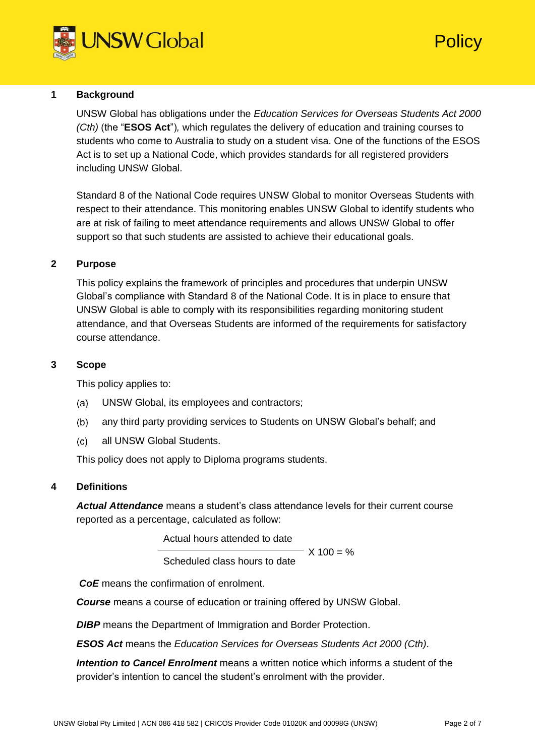## 1 Background

UNSW Global has obligations under the *Education Services for Overseas Students Act 2000 (Cth)* (the "**ESOS Act**")*,* which regulates the delivery of education and training courses to students who come to Australia to study on a student visa. One of the functions of the ESOS Act is to set up a National Code, which provides standards for all registered providers including UNSW Global.

Standard 8 of the National Code requires UNSW Global to monitor Overseas Students with respect to their attendance. This monitoring enables UNSW Global to identify students who are at risk of failing to meet attendance requirements and allows UNSW Global to offer support so that such students are assisted to achieve their educational goals.

## 2 Purpose

This policy explains the framework of principles and procedures that underpin UNSW Global's compliance with Standard 8 of the National Code. It is in place to ensure that UNSW Global is able to comply with its responsibilities regarding monitoring student attendance, and that Overseas Students are informed of the requirements for satisfactory course attendance.

## 3 Scope

This policy applies to:

(a) UNSW Global, its employees and contractors;

(b) any third party providing services to Students on UNSW Global's behalf; and

(c) all UNSW Global Students.

This policy does not apply to Diploma programs students.

## 4 Definitions

***Actual Attendance*** means a student's class attendance levels for their current course reported as a percentage, calculated as follow:

$$\frac{\text{Actual hours attended to date}}{\text{Scheduled class hours to date}} \times 100 = \%$$

***CoE*** means the confirmation of enrolment.

***Course*** means a course of education or training offered by UNSW Global.

***DIBP*** means the Department of Immigration and Border Protection.

***ESOS Act*** means the *Education Services for Overseas Students Act 2000 (Cth)*.

***Intention to Cancel Enrolment*** means a written notice which informs a student of the provider's intention to cancel the student's enrolment with the provider.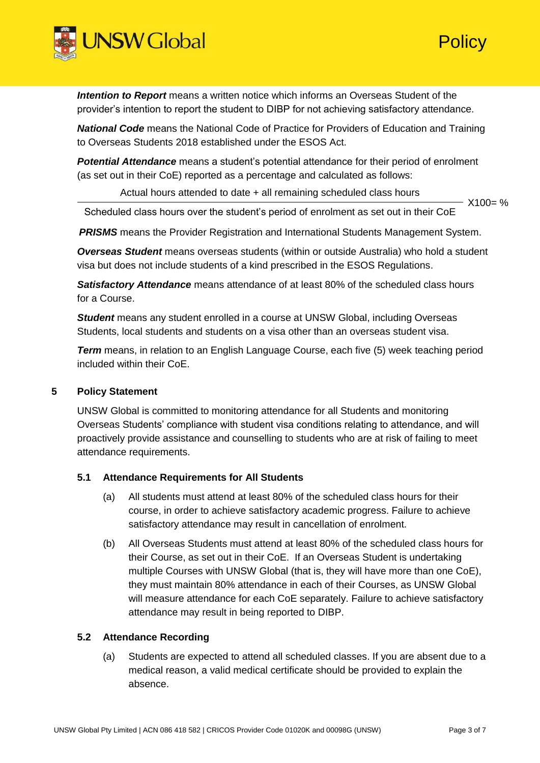***Intention to Report*** means a written notice which informs an Overseas Student of the provider's intention to report the student to DIBP for not achieving satisfactory attendance.

***National Code*** means the National Code of Practice for Providers of Education and Training to Overseas Students 2018 established under the ESOS Act.

***Potential Attendance*** means a student's potential attendance for their period of enrolment (as set out in their CoE) reported as a percentage and calculated as follows:

$$\frac{\text{Actual hours attended to date + all remaining scheduled class hours}}{\text{Scheduled class hours over the student's period of enrolment as set out in their CoE}} \text{X100= \%}$$

***PRISMS*** means the Provider Registration and International Students Management System.

***Overseas Student*** means overseas students (within or outside Australia) who hold a student visa but does not include students of a kind prescribed in the ESOS Regulations.

***Satisfactory Attendance*** means attendance of at least 80% of the scheduled class hours for a Course.

***Student*** means any student enrolled in a course at UNSW Global, including Overseas Students, local students and students on a visa other than an overseas student visa.

***Term*** means, in relation to an English Language Course, each five (5) week teaching period included within their CoE.

## 5 Policy Statement

UNSW Global is committed to monitoring attendance for all Students and monitoring Overseas Students' compliance with student visa conditions relating to attendance, and will proactively provide assistance and counselling to students who are at risk of failing to meet attendance requirements.

### 5.1 Attendance Requirements for All Students

(a) All students must attend at least 80% of the scheduled class hours for their course, in order to achieve satisfactory academic progress. Failure to achieve satisfactory attendance may result in cancellation of enrolment.

(b) All Overseas Students must attend at least 80% of the scheduled class hours for their Course, as set out in their CoE. If an Overseas Student is undertaking multiple Courses with UNSW Global (that is, they will have more than one CoE), they must maintain 80% attendance in each of their Courses, as UNSW Global will measure attendance for each CoE separately. Failure to achieve satisfactory attendance may result in being reported to DIBP.

### 5.2 Attendance Recording

(a) Students are expected to attend all scheduled classes. If you are absent due to a medical reason, a valid medical certificate should be provided to explain the absence.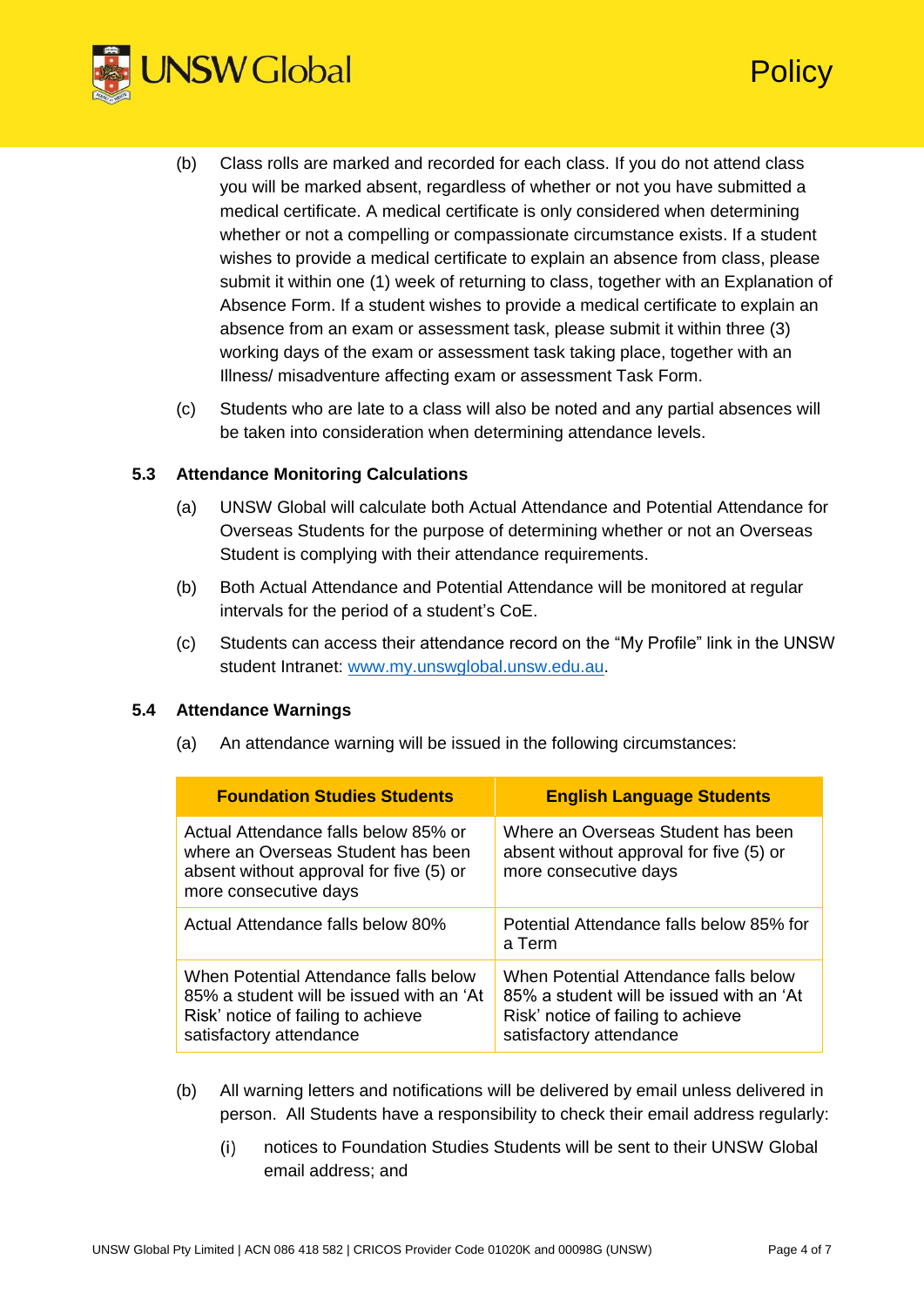(b) Class rolls are marked and recorded for each class. If you do not attend class you will be marked absent, regardless of whether or not you have submitted a medical certificate. A medical certificate is only considered when determining whether or not a compelling or compassionate circumstance exists. If a student wishes to provide a medical certificate to explain an absence from class, please submit it within one (1) week of returning to class, together with an Explanation of Absence Form. If a student wishes to provide a medical certificate to explain an absence from an exam or assessment task, please submit it within three (3) working days of the exam or assessment task taking place, together with an Illness/ misadventure affecting exam or assessment Task Form.

(c) Students who are late to a class will also be noted and any partial absences will be taken into consideration when determining attendance levels.

### 5.3 Attendance Monitoring Calculations

(a) UNSW Global will calculate both Actual Attendance and Potential Attendance for Overseas Students for the purpose of determining whether or not an Overseas Student is complying with their attendance requirements.

(b) Both Actual Attendance and Potential Attendance will be monitored at regular intervals for the period of a student's CoE.

(c) Students can access their attendance record on the "My Profile" link in the UNSW student Intranet: [www.my.unswglobal.unsw.edu.au](http://www.my.unswglobal.unsw.edu.au).

### 5.4 Attendance Warnings

(a) An attendance warning will be issued in the following circumstances:

| Foundation Studies Students | English Language Students |
|---|---|
| Actual Attendance falls below 85% or where an Overseas Student has been absent without approval for five (5) or more consecutive days | Where an Overseas Student has been absent without approval for five (5) or more consecutive days |
| Actual Attendance falls below 80% | Potential Attendance falls below 85% for a Term |
| When Potential Attendance falls below 85% a student will be issued with an 'At Risk' notice of failing to achieve satisfactory attendance | When Potential Attendance falls below 85% a student will be issued with an 'At Risk' notice of failing to achieve satisfactory attendance |

(b) All warning letters and notifications will be delivered by email unless delivered in person. All Students have a responsibility to check their email address regularly:

(i) notices to Foundation Studies Students will be sent to their UNSW Global email address; and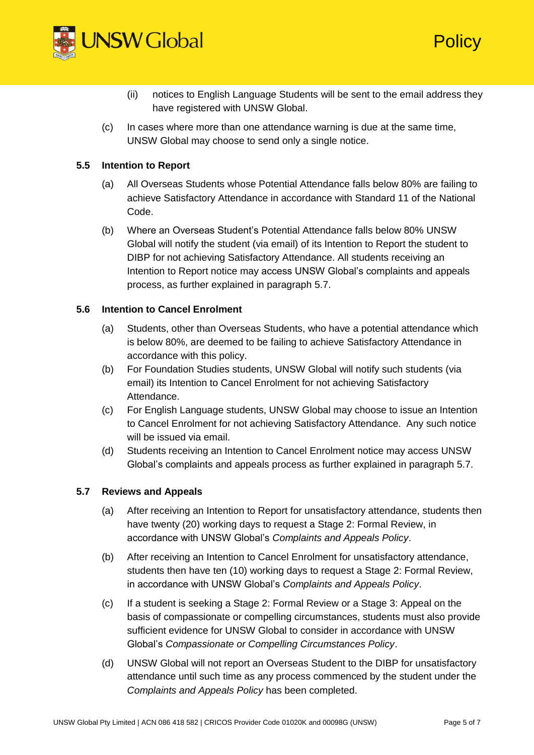(ii) notices to English Language Students will be sent to the email address they have registered with UNSW Global.

(c) In cases where more than one attendance warning is due at the same time, UNSW Global may choose to send only a single notice.

### 5.5 Intention to Report

(a) All Overseas Students whose Potential Attendance falls below 80% are failing to achieve Satisfactory Attendance in accordance with Standard 11 of the National Code.

(b) Where an Overseas Student's Potential Attendance falls below 80% UNSW Global will notify the student (via email) of its Intention to Report the student to DIBP for not achieving Satisfactory Attendance. All students receiving an Intention to Report notice may access UNSW Global's complaints and appeals process, as further explained in paragraph 5.7.

### 5.6 Intention to Cancel Enrolment

(a) Students, other than Overseas Students, who have a potential attendance which is below 80%, are deemed to be failing to achieve Satisfactory Attendance in accordance with this policy.

(b) For Foundation Studies students, UNSW Global will notify such students (via email) its Intention to Cancel Enrolment for not achieving Satisfactory Attendance.

(c) For English Language students, UNSW Global may choose to issue an Intention to Cancel Enrolment for not achieving Satisfactory Attendance. Any such notice will be issued via email.

(d) Students receiving an Intention to Cancel Enrolment notice may access UNSW Global's complaints and appeals process as further explained in paragraph 5.7.

### 5.7 Reviews and Appeals

(a) After receiving an Intention to Report for unsatisfactory attendance, students then have twenty (20) working days to request a Stage 2: Formal Review, in accordance with UNSW Global's *Complaints and Appeals Policy*.

(b) After receiving an Intention to Cancel Enrolment for unsatisfactory attendance, students then have ten (10) working days to request a Stage 2: Formal Review, in accordance with UNSW Global's *Complaints and Appeals Policy*.

(c) If a student is seeking a Stage 2: Formal Review or a Stage 3: Appeal on the basis of compassionate or compelling circumstances, students must also provide sufficient evidence for UNSW Global to consider in accordance with UNSW Global's *Compassionate or Compelling Circumstances Policy*.

(d) UNSW Global will not report an Overseas Student to the DIBP for unsatisfactory attendance until such time as any process commenced by the student under the *Complaints and Appeals Policy* has been completed.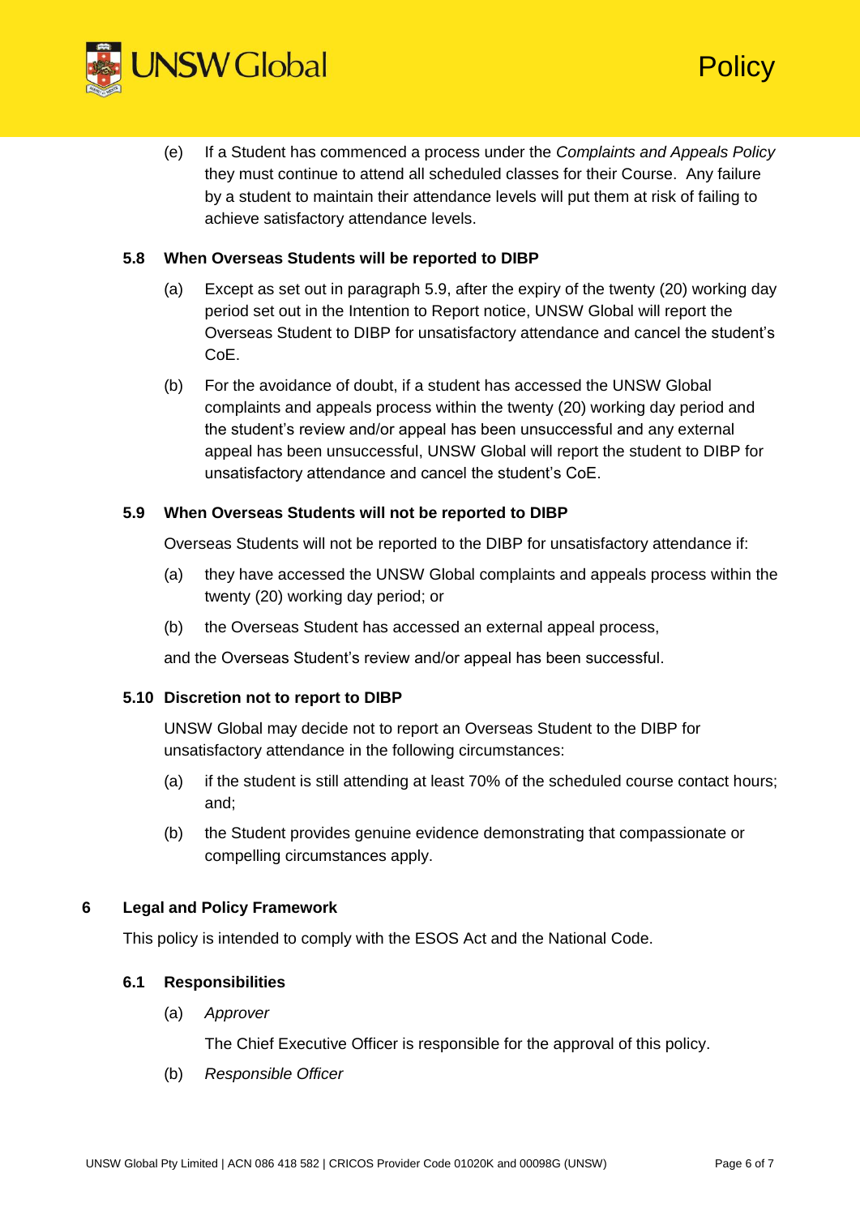(e) If a Student has commenced a process under the *Complaints and Appeals Policy* they must continue to attend all scheduled classes for their Course. Any failure by a student to maintain their attendance levels will put them at risk of failing to achieve satisfactory attendance levels.

### 5.8 When Overseas Students will be reported to DIBP

(a) Except as set out in paragraph 5.9, after the expiry of the twenty (20) working day period set out in the Intention to Report notice, UNSW Global will report the Overseas Student to DIBP for unsatisfactory attendance and cancel the student's CoE.

(b) For the avoidance of doubt, if a student has accessed the UNSW Global complaints and appeals process within the twenty (20) working day period and the student's review and/or appeal has been unsuccessful and any external appeal has been unsuccessful, UNSW Global will report the student to DIBP for unsatisfactory attendance and cancel the student's CoE.

### 5.9 When Overseas Students will not be reported to DIBP

Overseas Students will not be reported to the DIBP for unsatisfactory attendance if:

(a) they have accessed the UNSW Global complaints and appeals process within the twenty (20) working day period; or

(b) the Overseas Student has accessed an external appeal process,

and the Overseas Student's review and/or appeal has been successful.

### 5.10 Discretion not to report to DIBP

UNSW Global may decide not to report an Overseas Student to the DIBP for unsatisfactory attendance in the following circumstances:

(a) if the student is still attending at least 70% of the scheduled course contact hours; and;

(b) the Student provides genuine evidence demonstrating that compassionate or compelling circumstances apply.

## 6 Legal and Policy Framework

This policy is intended to comply with the ESOS Act and the National Code.

### 6.1 Responsibilities

(a) *Approver*

The Chief Executive Officer is responsible for the approval of this policy.

(b) *Responsible Officer*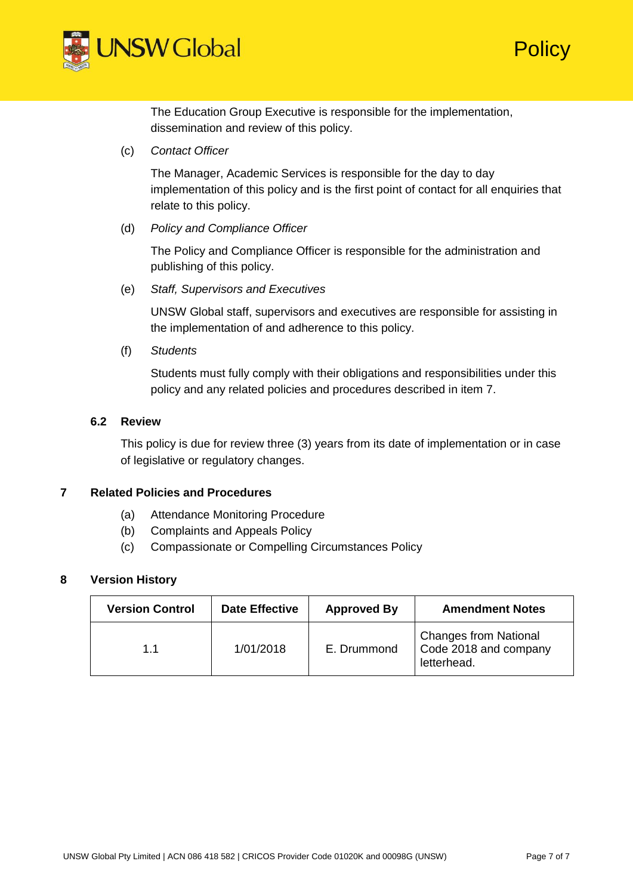The Education Group Executive is responsible for the implementation, dissemination and review of this policy.

(c) *Contact Officer*

The Manager, Academic Services is responsible for the day to day implementation of this policy and is the first point of contact for all enquiries that relate to this policy.

(d) *Policy and Compliance Officer*

The Policy and Compliance Officer is responsible for the administration and publishing of this policy.

(e) *Staff, Supervisors and Executives*

UNSW Global staff, supervisors and executives are responsible for assisting in the implementation of and adherence to this policy.

(f) *Students*

Students must fully comply with their obligations and responsibilities under this policy and any related policies and procedures described in item 7.

### 6.2 Review

This policy is due for review three (3) years from its date of implementation or in case of legislative or regulatory changes.

## 7 Related Policies and Procedures

(a) Attendance Monitoring Procedure
(b) Complaints and Appeals Policy
(c) Compassionate or Compelling Circumstances Policy

## 8 Version History

| Version Control | Date Effective | Approved By | Amendment Notes |
|---|---|---|---|
| 1.1 | 1/01/2018 | E. Drummond | Changes from National Code 2018 and company letterhead. |